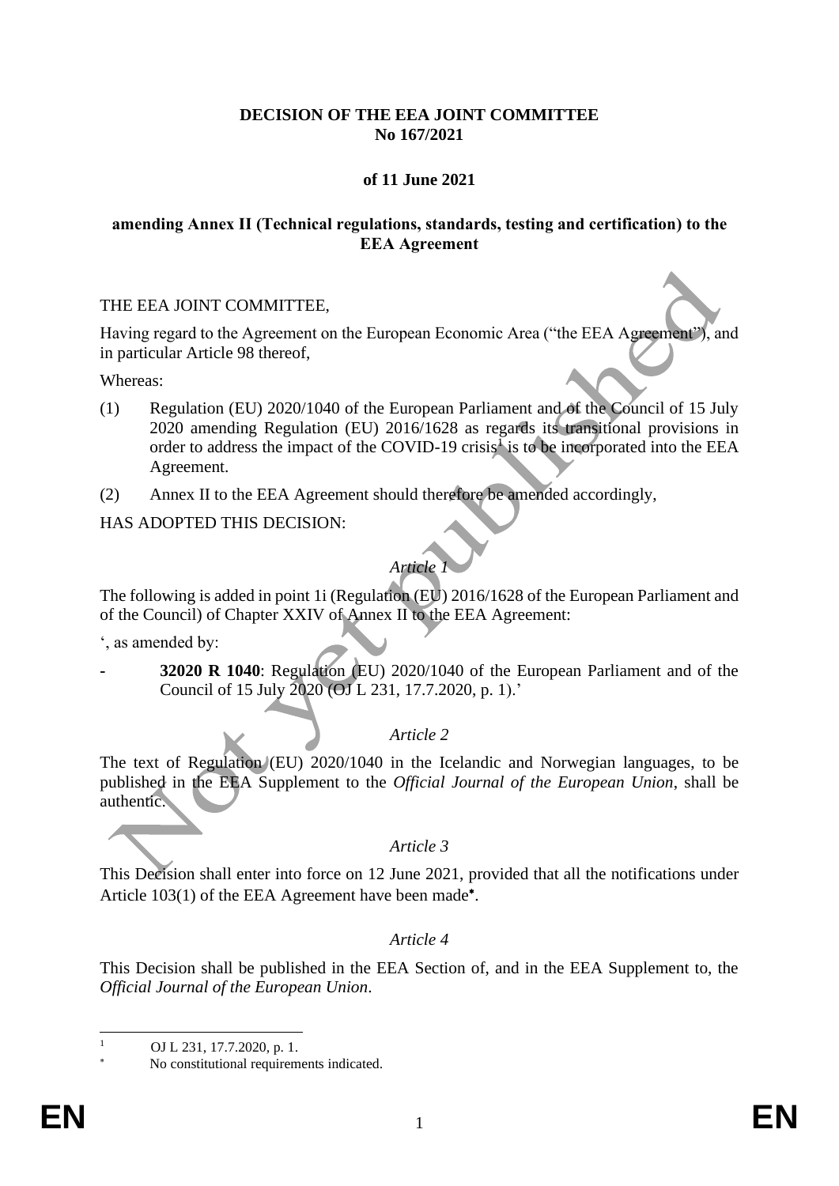**DECISION OF THE EEA JOINT COMMITTEE**
**No 167/2021**

**of 11 June 2021**

**amending Annex II (Technical regulations, standards, testing and certification) to the EEA Agreement**

THE EEA JOINT COMMITTEE,

Having regard to the Agreement on the European Economic Area ("the EEA Agreement"), and in particular Article 98 thereof,

Whereas:

(1) Regulation (EU) 2020/1040 of the European Parliament and of the Council of 15 July 2020 amending Regulation (EU) 2016/1628 as regards its transitional provisions in order to address the impact of the COVID-19 crisis[1] is to be incorporated into the EEA Agreement.

(2) Annex II to the EEA Agreement should therefore be amended accordingly,

HAS ADOPTED THIS DECISION:

*Article 1*

The following is added in point 1i (Regulation (EU) 2016/1628 of the European Parliament and of the Council) of Chapter XXIV of Annex II to the EEA Agreement:

', as amended by:

- **32020 R 1040**: Regulation (EU) 2020/1040 of the European Parliament and of the Council of 15 July 2020 (OJ L 231, 17.7.2020, p. 1).'

*Article 2*

The text of Regulation (EU) 2020/1040 in the Icelandic and Norwegian languages, to be published in the EEA Supplement to the *Official Journal of the European Union*, shall be authentic.

*Article 3*

This Decision shall enter into force on 12 June 2021, provided that all the notifications under Article 103(1) of the EEA Agreement have been made[*].

*Article 4*

This Decision shall be published in the EEA Section of, and in the EEA Supplement to, the *Official Journal of the European Union*.

---

[1] OJ L 231, 17.7.2020, p. 1.

[*] No constitutional requirements indicated.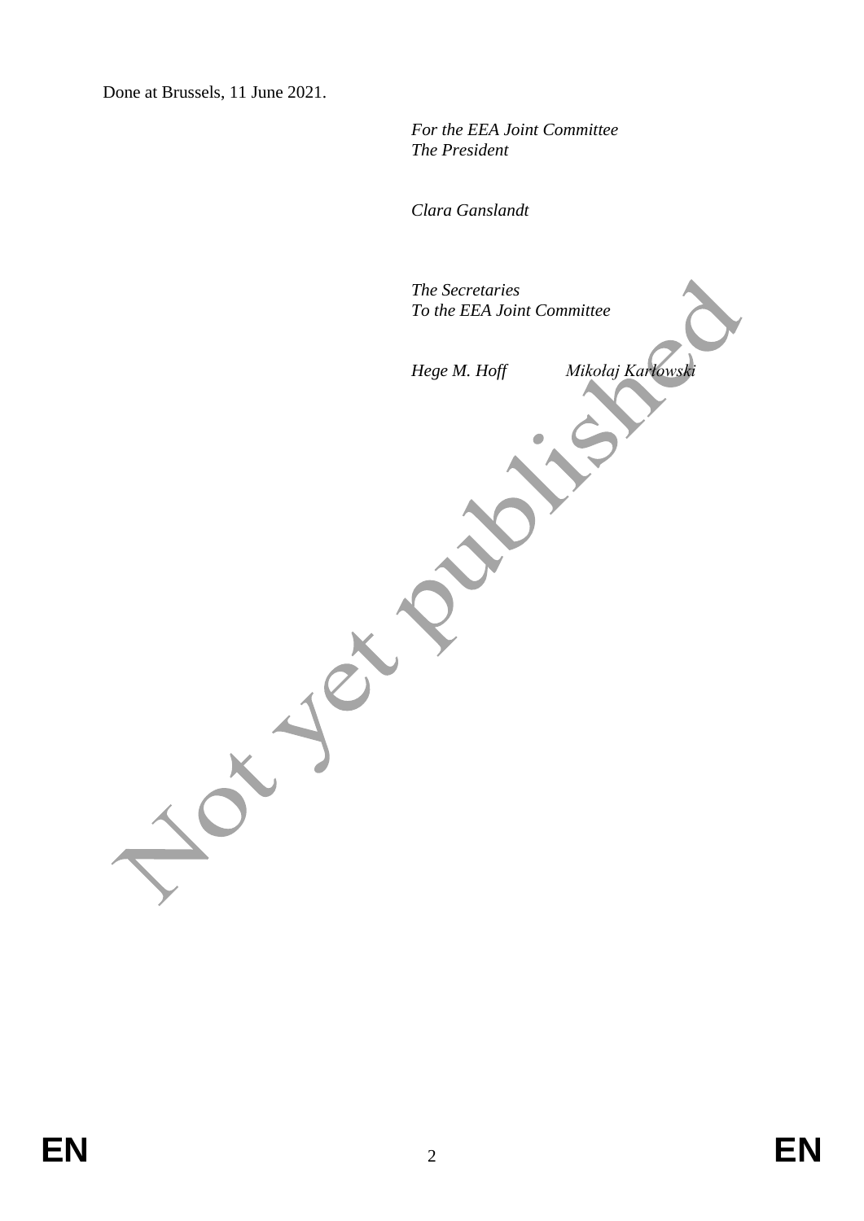Done at Brussels, 11 June 2021.

*For the EEA Joint Committee*
*The President*

*Clara Ganslandt*

*The Secretaries*
*To the EEA Joint Committee*

*Hege M. Hoff* *Mikołaj Karłowski*

Not yet published